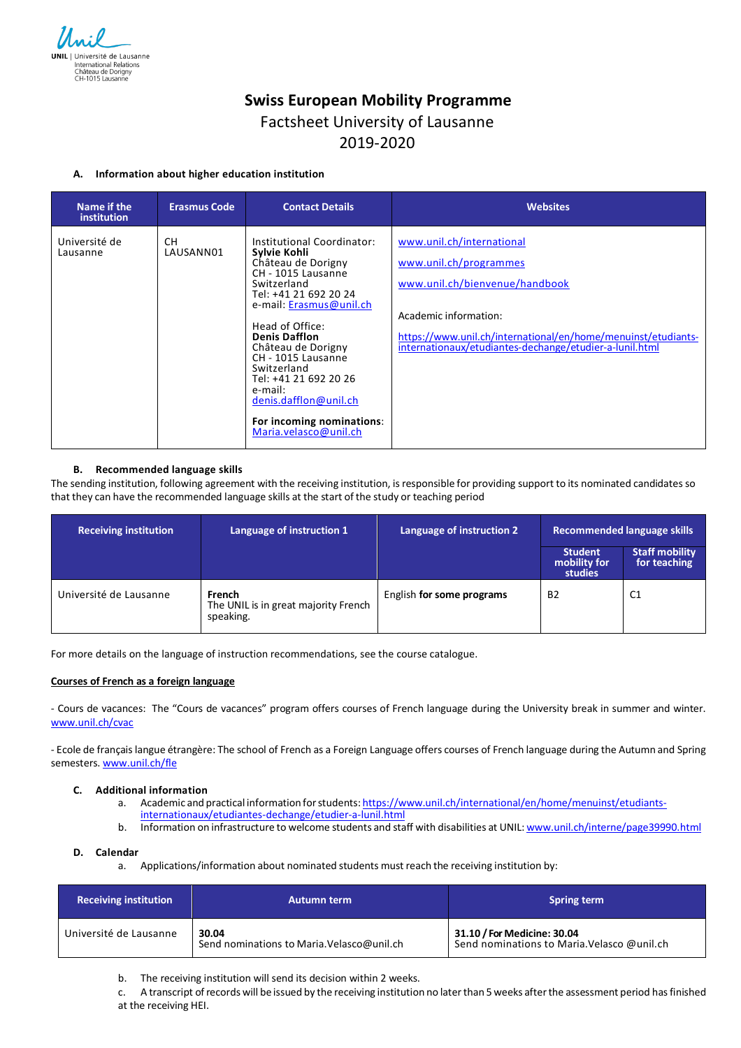UNIL | Université de Lausanne
International Relations
Château de Dorigny
CH-1015 Lausanne

# Swiss European Mobility Programme

## Factsheet University of Lausanne

## 2019-2020

### A. Information about higher education institution

| Name if the institution | Erasmus Code | Contact Details | Websites |
|---|---|---|---|
| Université de Lausanne | CH LAUSANN01 | Institutional Coordinator: **Sylvie Kohli** Château de Dorigny CH - 1015 Lausanne Switzerland Tel: +41 21 692 20 24 e-mail: Erasmus@unil.ch<br><br>Head of Office: **Denis Dafflon** Château de Dorigny CH - 1015 Lausanne Switzerland Tel: +41 21 692 20 26 e-mail: denis.dafflon@unil.ch<br><br>**For incoming nominations**: Maria.velasco@unil.ch | www.unil.ch/international<br><br>www.unil.ch/programmes<br><br>www.unil.ch/bienvenue/handbook<br><br>Academic information:<br><br>https://www.unil.ch/international/en/home/menuinst/etudiants-internationaux/etudiantes-dechange/etudier-a-lunil.html |

### B. Recommended language skills

The sending institution, following agreement with the receiving institution, is responsible for providing support to its nominated candidates so that they can have the recommended language skills at the start of the study or teaching period

| Receiving institution | Language of instruction 1 | Language of instruction 2 | Recommended language skills | |
|---|---|---|---|---|
| | | | Student mobility for studies | Staff mobility for teaching |
| Université de Lausanne | **French** The UNIL is in great majority French speaking. | English **for some programs** | B2 | C1 |

For more details on the language of instruction recommendations, see the course catalogue.

**Courses of French as a foreign language**

- Cours de vacances: The "Cours de vacances" program offers courses of French language during the University break in summer and winter. www.unil.ch/cvac

- Ecole de français langue étrangère: The school of French as a Foreign Language offers courses of French language during the Autumn and Spring semesters. www.unil.ch/fle

### C. Additional information

a. Academic and practical information for students: https://www.unil.ch/international/en/home/menuinst/etudiants-internationaux/etudiantes-dechange/etudier-a-lunil.html
b. Information on infrastructure to welcome students and staff with disabilities at UNIL: www.unil.ch/interne/page39990.html

### D. Calendar

a. Applications/information about nominated students must reach the receiving institution by:

| Receiving institution | Autumn term | Spring term |
|---|---|---|
| Université de Lausanne | **30.04** Send nominations to Maria.Velasco@unil.ch | **31.10 / For Medicine: 30.04** Send nominations to Maria.Velasco @unil.ch |

b. The receiving institution will send its decision within 2 weeks.
c. A transcript of records will be issued by the receiving institution no later than 5 weeks after the assessment period has finished at the receiving HEI.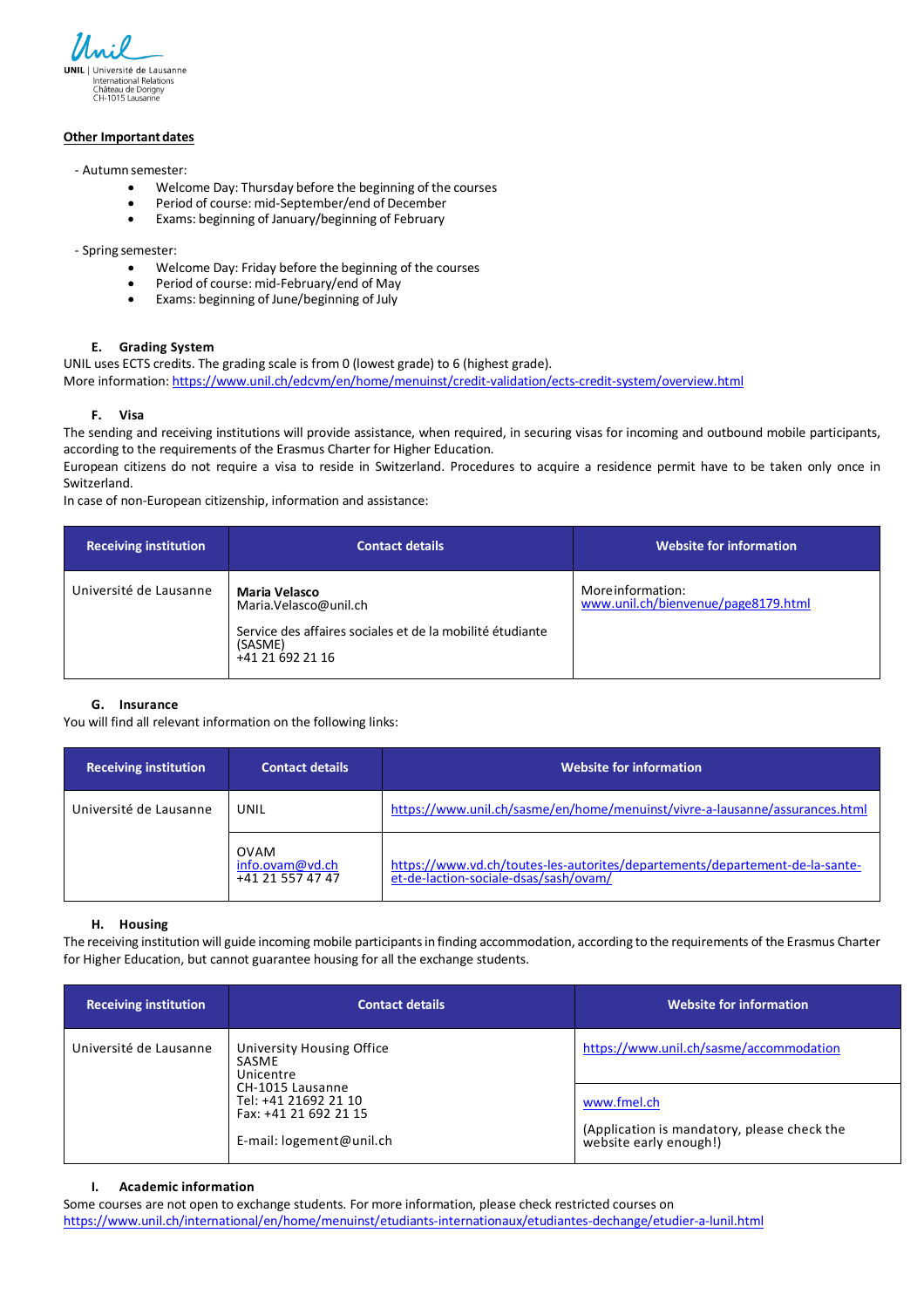UNIL | Université de Lausanne
International Relations
Château de Dorigny
CH-1015 Lausanne

**Other Important dates**

- Autumn semester:
  - Welcome Day: Thursday before the beginning of the courses
  - Period of course: mid-September/end of December
  - Exams: beginning of January/beginning of February

- Spring semester:
  - Welcome Day: Friday before the beginning of the courses
  - Period of course: mid-February/end of May
  - Exams: beginning of June/beginning of July

### E. Grading System

UNIL uses ECTS credits. The grading scale is from 0 (lowest grade) to 6 (highest grade).
More information: https://www.unil.ch/edcvm/en/home/menuinst/credit-validation/ects-credit-system/overview.html

### F. Visa

The sending and receiving institutions will provide assistance, when required, in securing visas for incoming and outbound mobile participants, according to the requirements of the Erasmus Charter for Higher Education.
European citizens do not require a visa to reside in Switzerland. Procedures to acquire a residence permit have to be taken only once in Switzerland.
In case of non-European citizenship, information and assistance:

| Receiving institution | Contact details | Website for information |
|---|---|---|
| Université de Lausanne | **Maria Velasco**<br>Maria.Velasco@unil.ch<br><br>Service des affaires sociales et de la mobilité étudiante (SASME)<br>+41 21 692 21 16 | More information:<br>www.unil.ch/bienvenue/page8179.html |

### G. Insurance

You will find all relevant information on the following links:

| Receiving institution | Contact details | Website for information |
|---|---|---|
| Université de Lausanne | UNIL | https://www.unil.ch/sasme/en/home/menuinst/vivre-a-lausanne/assurances.html |
| | OVAM<br>info.ovam@vd.ch<br>+41 21 557 47 47 | https://www.vd.ch/toutes-les-autorites/departements/departement-de-la-sante-et-de-laction-sociale-dsas/sash/ovam/ |

### H. Housing

The receiving institution will guide incoming mobile participants in finding accommodation, according to the requirements of the Erasmus Charter for Higher Education, but cannot guarantee housing for all the exchange students.

| Receiving institution | Contact details | Website for information |
|---|---|---|
| Université de Lausanne | University Housing Office<br>SASME<br>Unicentre<br>CH-1015 Lausanne<br>Tel: +41 21692 21 10<br>Fax: +41 21 692 21 15<br><br>E-mail: logement@unil.ch | https://www.unil.ch/sasme/accommodation |
| | | www.fmel.ch<br><br>(Application is mandatory, please check the website early enough!) |

### I. Academic information

Some courses are not open to exchange students. For more information, please check restricted courses on
https://www.unil.ch/international/en/home/menuinst/etudiants-internationaux/etudiantes-dechange/etudier-a-lunil.html